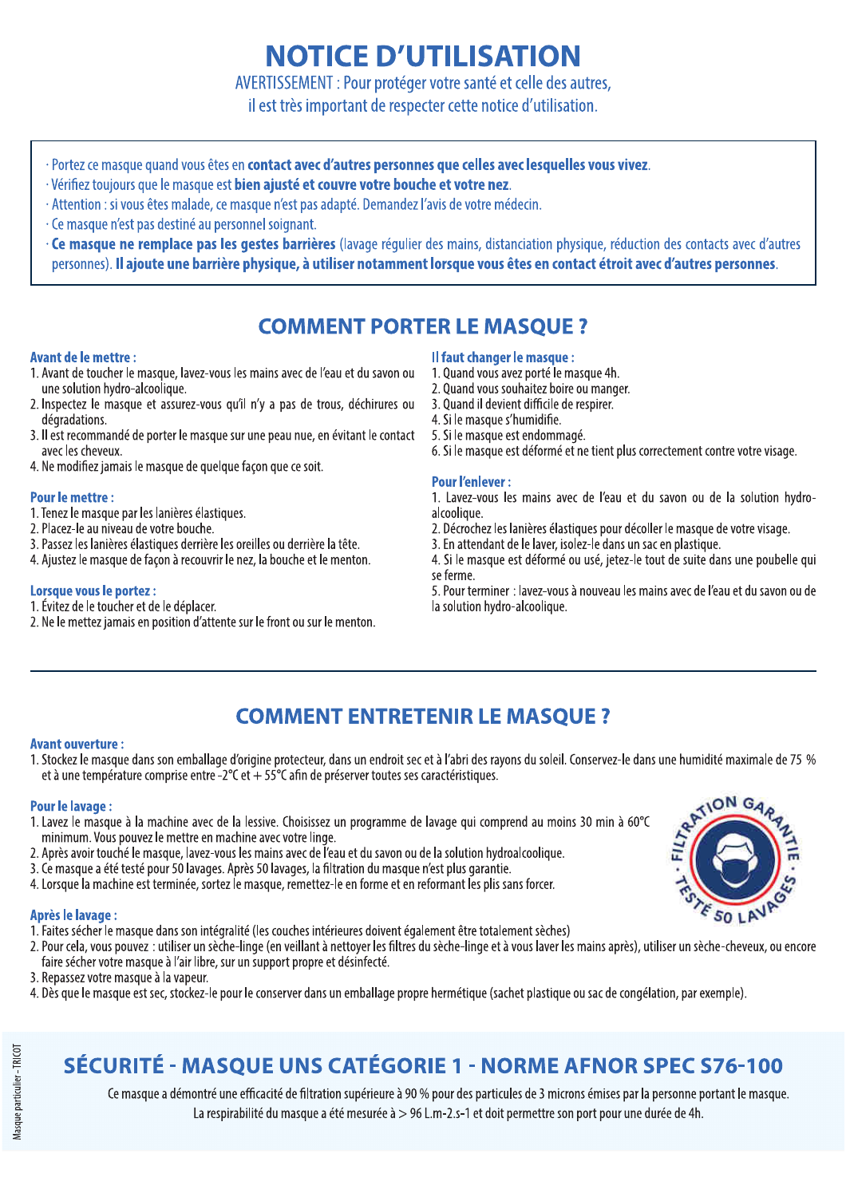# NOTICE D'UTILISATION

AVERTISSEMENT : Pour protéger votre santé et celle des autres, il est très important de respecter cette notice d'utilisation.

- Portez ce masque quand vous êtes en **contact avec d'autres personnes que celles avec lesquelles vous vivez**.
- Vérifiez toujours que le masque est **bien ajusté et couvre votre bouche et votre nez**.
- Attention : si vous êtes malade, ce masque n'est pas adapté. Demandez l'avis de votre médecin.
- Ce masque n'est pas destiné au personnel soignant.
- **Ce masque ne remplace pas les gestes barrières** (lavage régulier des mains, distanciation physique, réduction des contacts avec d'autres personnes). **Il ajoute une barrière physique, à utiliser notamment lorsque vous êtes en contact étroit avec d'autres personnes.**

## COMMENT PORTER LE MASQUE ?

### Avant de le mettre :

1. Avant de toucher le masque, lavez-vous les mains avec de l'eau et du savon ou une solution hydro-alcoolique.
2. Inspectez le masque et assurez-vous qu'il n'y a pas de trous, déchirures ou dégradations.
3. Il est recommandé de porter le masque sur une peau nue, en évitant le contact avec les cheveux.
4. Ne modifiez jamais le masque de quelque façon que ce soit.

### Pour le mettre :

1. Tenez le masque par les lanières élastiques.
2. Placez-le au niveau de votre bouche.
3. Passez les lanières élastiques derrière les oreilles ou derrière la tête.
4. Ajustez le masque de façon à recouvrir le nez, la bouche et le menton.

### Lorsque vous le portez :

1. Évitez de le toucher et de le déplacer.
2. Ne le mettez jamais en position d'attente sur le front ou sur le menton.

### Il faut changer le masque :

1. Quand vous avez porté le masque 4h.
2. Quand vous souhaitez boire ou manger.
3. Quand il devient difficile de respirer.
4. Si le masque s'humidifie.
5. Si le masque est endommagé.
6. Si le masque est déformé et ne tient plus correctement contre votre visage.

### Pour l'enlever :

1. Lavez-vous les mains avec de l'eau et du savon ou de la solution hydro-alcoolique.
2. Décrochez les lanières élastiques pour décoller le masque de votre visage.
3. En attendant de le laver, isolez-le dans un sac en plastique.
4. Si le masque est déformé ou usé, jetez-le tout de suite dans une poubelle qui se ferme.
5. Pour terminer : lavez-vous à nouveau les mains avec de l'eau et du savon ou de la solution hydro-alcoolique.

## COMMENT ENTRETENIR LE MASQUE ?

### Avant ouverture :

1. Stockez le masque dans son emballage d'origine protecteur, dans un endroit sec et à l'abri des rayons du soleil. Conservez-le dans une humidité maximale de 75 % et à une température comprise entre -2°C et + 55°C afin de préserver toutes ses caractéristiques.

### Pour le lavage :

1. Lavez le masque à la machine avec de la lessive. Choisissez un programme de lavage qui comprend au moins 30 min à 60°C minimum. Vous pouvez le mettre en machine avec votre linge.
2. Après avoir touché le masque, lavez-vous les mains avec de l'eau et du savon ou de la solution hydroalcoolique.
3. Ce masque a été testé pour 50 lavages. Après 50 lavages, la filtration du masque n'est plus garantie.
4. Lorsque la machine est terminée, sortez le masque, remettez-le en forme et en reformant les plis sans forcer.

FILTRATION GARANTIE · TESTÉ 50 LAVAGES ·

### Après le lavage :

1. Faites sécher le masque dans son intégralité (les couches intérieures doivent également être totalement sèches)
2. Pour cela, vous pouvez : utiliser un sèche-linge (en veillant à nettoyer les filtres du sèche-linge et à vous laver les mains après), utiliser un sèche-cheveux, ou encore faire sécher votre masque à l'air libre, sur un support propre et désinfecté.
3. Repassez votre masque à la vapeur.
4. Dès que le masque est sec, stockez-le pour le conserver dans un emballage propre hermétique (sachet plastique ou sac de congélation, par exemple).

## SÉCURITÉ - MASQUE UNS CATÉGORIE 1 - NORME AFNOR SPEC S76-100

Ce masque a démontré une efficacité de filtration supérieure à 90 % pour des particules de 3 microns émises par la personne portant le masque.
La respirabilité du masque a été mesurée à > 96 L.m-2.s-1 et doit permettre son port pour une durée de 4h.

Masque particulier - TRICOT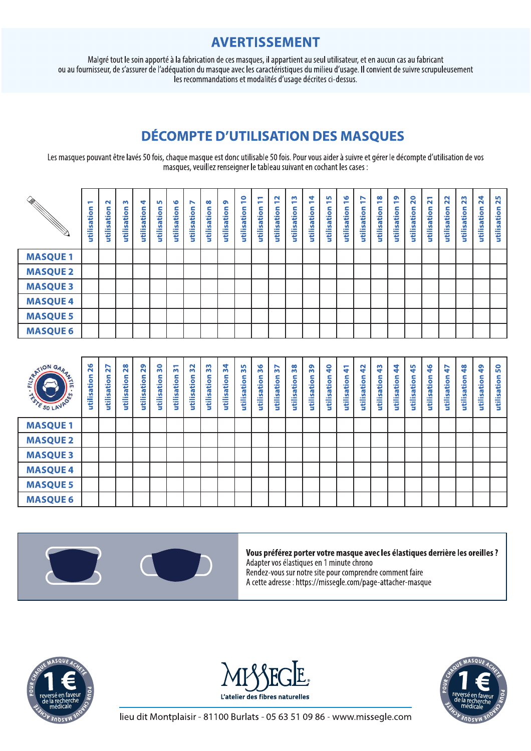## AVERTISSEMENT

Malgré tout le soin apporté à la fabrication de ces masques, il appartient au seul utilisateur, et en aucun cas au fabricant ou au fournisseur, de s'assurer de l'adéquation du masque avec les caractéristiques du milieu d'usage. Il convient de suivre scrupuleusement les recommandations et modalités d'usage décrites ci-dessus.

## DÉCOMPTE D'UTILISATION DES MASQUES

Les masques pouvant être lavés 50 fois, chaque masque est donc utilisable 50 fois. Pour vous aider à suivre et gérer le décompte d'utilisation de vos masques, veuillez renseigner le tableau suivant en cochant les cases :

| | utilisation 1 | utilisation 2 | utilisation 3 | utilisation 4 | utilisation 5 | utilisation 6 | utilisation 7 | utilisation 8 | utilisation 9 | utilisation 10 | utilisation 11 | utilisation 12 | utilisation 13 | utilisation 14 | utilisation 15 | utilisation 16 | utilisation 17 | utilisation 18 | utilisation 19 | utilisation 20 | utilisation 21 | utilisation 22 | utilisation 23 | utilisation 24 | utilisation 25 |
|---|---|---|---|---|---|---|---|---|---|---|---|---|---|---|---|---|---|---|---|---|---|---|---|---|---|
| **MASQUE 1** | | | | | | | | | | | | | | | | | | | | | | | | | |
| **MASQUE 2** | | | | | | | | | | | | | | | | | | | | | | | | | |
| **MASQUE 3** | | | | | | | | | | | | | | | | | | | | | | | | | |
| **MASQUE 4** | | | | | | | | | | | | | | | | | | | | | | | | | |
| **MASQUE 5** | | | | | | | | | | | | | | | | | | | | | | | | | |
| **MASQUE 6** | | | | | | | | | | | | | | | | | | | | | | | | | |

FILTRATION GARANTIE - TESTÉ 50 LAVAGES

| | utilisation 26 | utilisation 27 | utilisation 28 | utilisation 29 | utilisation 30 | utilisation 31 | utilisation 32 | utilisation 33 | utilisation 34 | utilisation 35 | utilisation 36 | utilisation 37 | utilisation 38 | utilisation 39 | utilisation 40 | utilisation 41 | utilisation 42 | utilisation 43 | utilisation 44 | utilisation 45 | utilisation 46 | utilisation 47 | utilisation 48 | utilisation 49 | utilisation 50 |
|---|---|---|---|---|---|---|---|---|---|---|---|---|---|---|---|---|---|---|---|---|---|---|---|---|---|
| **MASQUE 1** | | | | | | | | | | | | | | | | | | | | | | | | | |
| **MASQUE 2** | | | | | | | | | | | | | | | | | | | | | | | | | |
| **MASQUE 3** | | | | | | | | | | | | | | | | | | | | | | | | | |
| **MASQUE 4** | | | | | | | | | | | | | | | | | | | | | | | | | |
| **MASQUE 5** | | | | | | | | | | | | | | | | | | | | | | | | | |
| **MASQUE 6** | | | | | | | | | | | | | | | | | | | | | | | | | |

**Vous préférez porter votre masque avec les élastiques derrière les oreilles ?**
Adapter vos élastiques en 1 minute chrono
Rendez-vous sur notre site pour comprendre comment faire
A cette adresse : https://missegle.com/page-attacher-masque

POUR CHAQUE MASQUE ACHETÉ 1 € reversé en faveur de la recherche médicale

MISSEGLE — L'atelier des fibres naturelles

lieu dit Montplaisir - 81100 Burlats - 05 63 51 09 86 - www.missegle.com